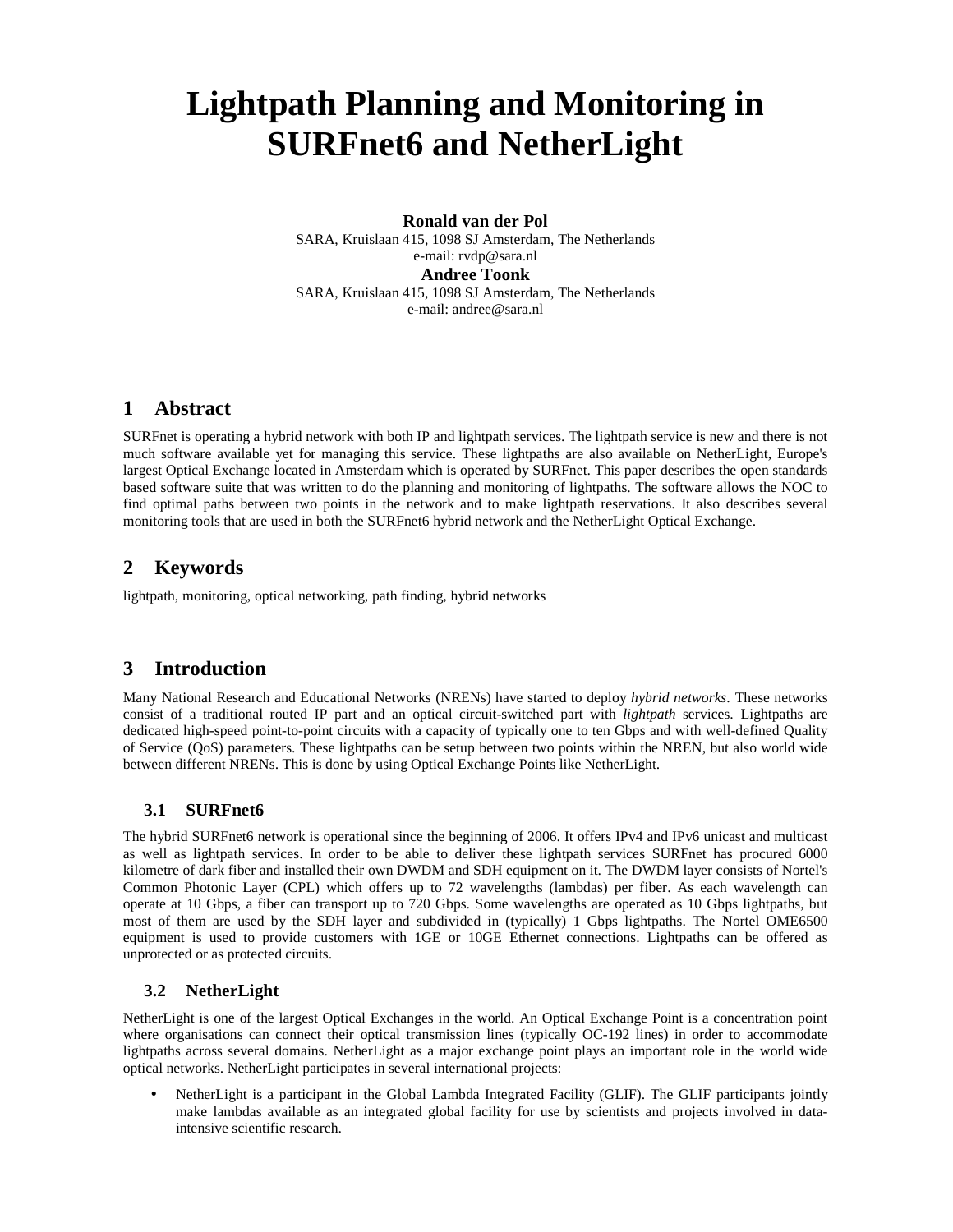# Lightpath Planning and Monitoring in SURFnet6 and NetherLight

**Ronald van der Pol**
SARA, Kruislaan 415, 1098 SJ Amsterdam, The Netherlands
e-mail: rvdp@sara.nl

**Andree Toonk**
SARA, Kruislaan 415, 1098 SJ Amsterdam, The Netherlands
e-mail: andree@sara.nl

## 1 Abstract

SURFnet is operating a hybrid network with both IP and lightpath services. The lightpath service is new and there is not much software available yet for managing this service. These lightpaths are also available on NetherLight, Europe's largest Optical Exchange located in Amsterdam which is operated by SURFnet. This paper describes the open standards based software suite that was written to do the planning and monitoring of lightpaths. The software allows the NOC to find optimal paths between two points in the network and to make lightpath reservations. It also describes several monitoring tools that are used in both the SURFnet6 hybrid network and the NetherLight Optical Exchange.

## 2 Keywords

lightpath, monitoring, optical networking, path finding, hybrid networks

## 3 Introduction

Many National Research and Educational Networks (NRENs) have started to deploy *hybrid networks*. These networks consist of a traditional routed IP part and an optical circuit-switched part with *lightpath* services. Lightpaths are dedicated high-speed point-to-point circuits with a capacity of typically one to ten Gbps and with well-defined Quality of Service (QoS) parameters. These lightpaths can be setup between two points within the NREN, but also world wide between different NRENs. This is done by using Optical Exchange Points like NetherLight.

### 3.1 SURFnet6

The hybrid SURFnet6 network is operational since the beginning of 2006. It offers IPv4 and IPv6 unicast and multicast as well as lightpath services. In order to be able to deliver these lightpath services SURFnet has procured 6000 kilometre of dark fiber and installed their own DWDM and SDH equipment on it. The DWDM layer consists of Nortel's Common Photonic Layer (CPL) which offers up to 72 wavelengths (lambdas) per fiber. As each wavelength can operate at 10 Gbps, a fiber can transport up to 720 Gbps. Some wavelengths are operated as 10 Gbps lightpaths, but most of them are used by the SDH layer and subdivided in (typically) 1 Gbps lightpaths. The Nortel OME6500 equipment is used to provide customers with 1GE or 10GE Ethernet connections. Lightpaths can be offered as unprotected or as protected circuits.

### 3.2 NetherLight

NetherLight is one of the largest Optical Exchanges in the world. An Optical Exchange Point is a concentration point where organisations can connect their optical transmission lines (typically OC-192 lines) in order to accommodate lightpaths across several domains. NetherLight as a major exchange point plays an important role in the world wide optical networks. NetherLight participates in several international projects:

- NetherLight is a participant in the Global Lambda Integrated Facility (GLIF). The GLIF participants jointly make lambdas available as an integrated global facility for use by scientists and projects involved in data-intensive scientific research.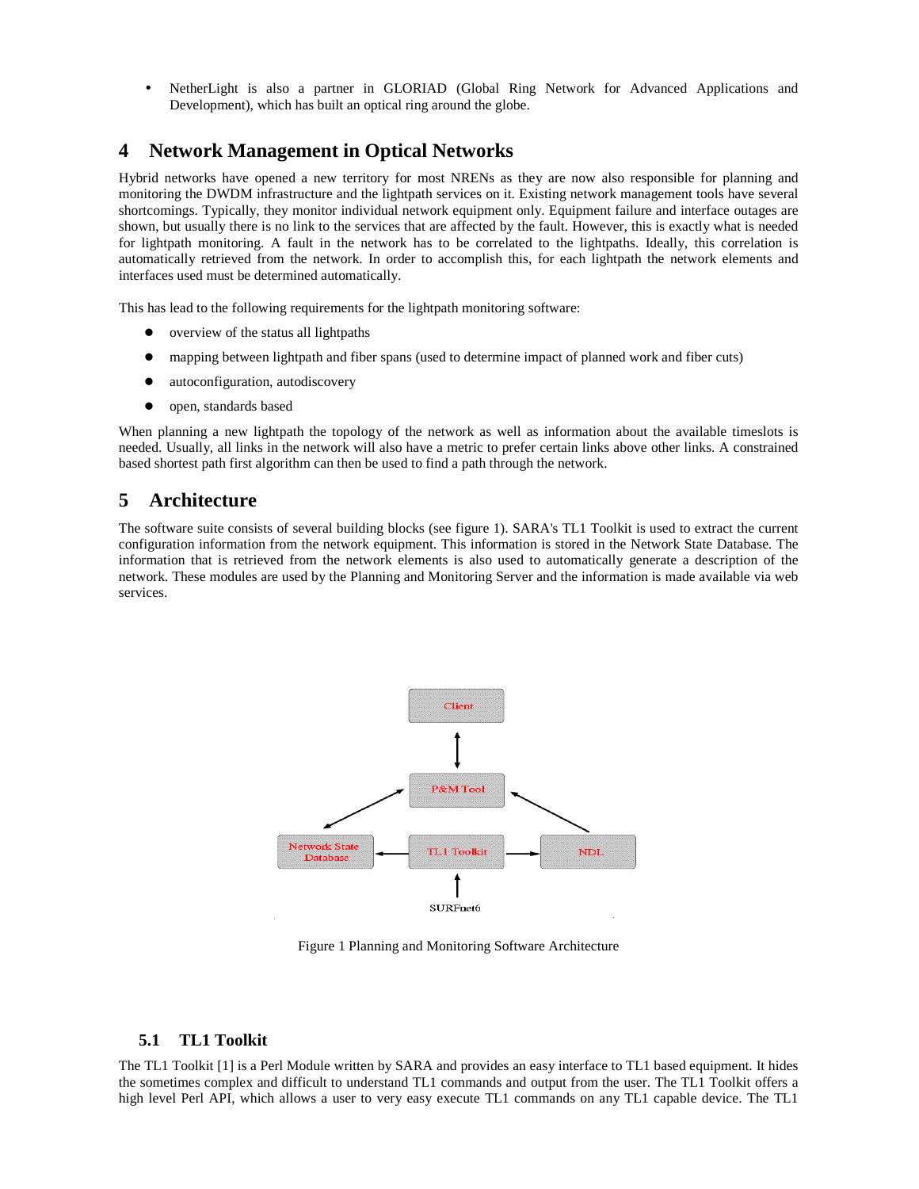- NetherLight is also a partner in GLORIAD (Global Ring Network for Advanced Applications and Development), which has built an optical ring around the globe.

# 4 Network Management in Optical Networks

Hybrid networks have opened a new territory for most NRENs as they are now also responsible for planning and monitoring the DWDM infrastructure and the lightpath services on it. Existing network management tools have several shortcomings. Typically, they monitor individual network equipment only. Equipment failure and interface outages are shown, but usually there is no link to the services that are affected by the fault. However, this is exactly what is needed for lightpath monitoring. A fault in the network has to be correlated to the lightpaths. Ideally, this correlation is automatically retrieved from the network. In order to accomplish this, for each lightpath the network elements and interfaces used must be determined automatically.

This has lead to the following requirements for the lightpath monitoring software:

- overview of the status all lightpaths
- mapping between lightpath and fiber spans (used to determine impact of planned work and fiber cuts)
- autoconfiguration, autodiscovery
- open, standards based

When planning a new lightpath the topology of the network as well as information about the available timeslots is needed. Usually, all links in the network will also have a metric to prefer certain links above other links. A constrained based shortest path first algorithm can then be used to find a path through the network.

# 5 Architecture

The software suite consists of several building blocks (see figure 1). SARA's TL1 Toolkit is used to extract the current configuration information from the network equipment. This information is stored in the Network State Database. The information that is retrieved from the network elements is also used to automatically generate a description of the network. These modules are used by the Planning and Monitoring Server and the information is made available via web services.

Figure 1 Planning and Monitoring Software Architecture

## 5.1 TL1 Toolkit

The TL1 Toolkit [1] is a Perl Module written by SARA and provides an easy interface to TL1 based equipment. It hides the sometimes complex and difficult to understand TL1 commands and output from the user. The TL1 Toolkit offers a high level Perl API, which allows a user to very easy execute TL1 commands on any TL1 capable device. The TL1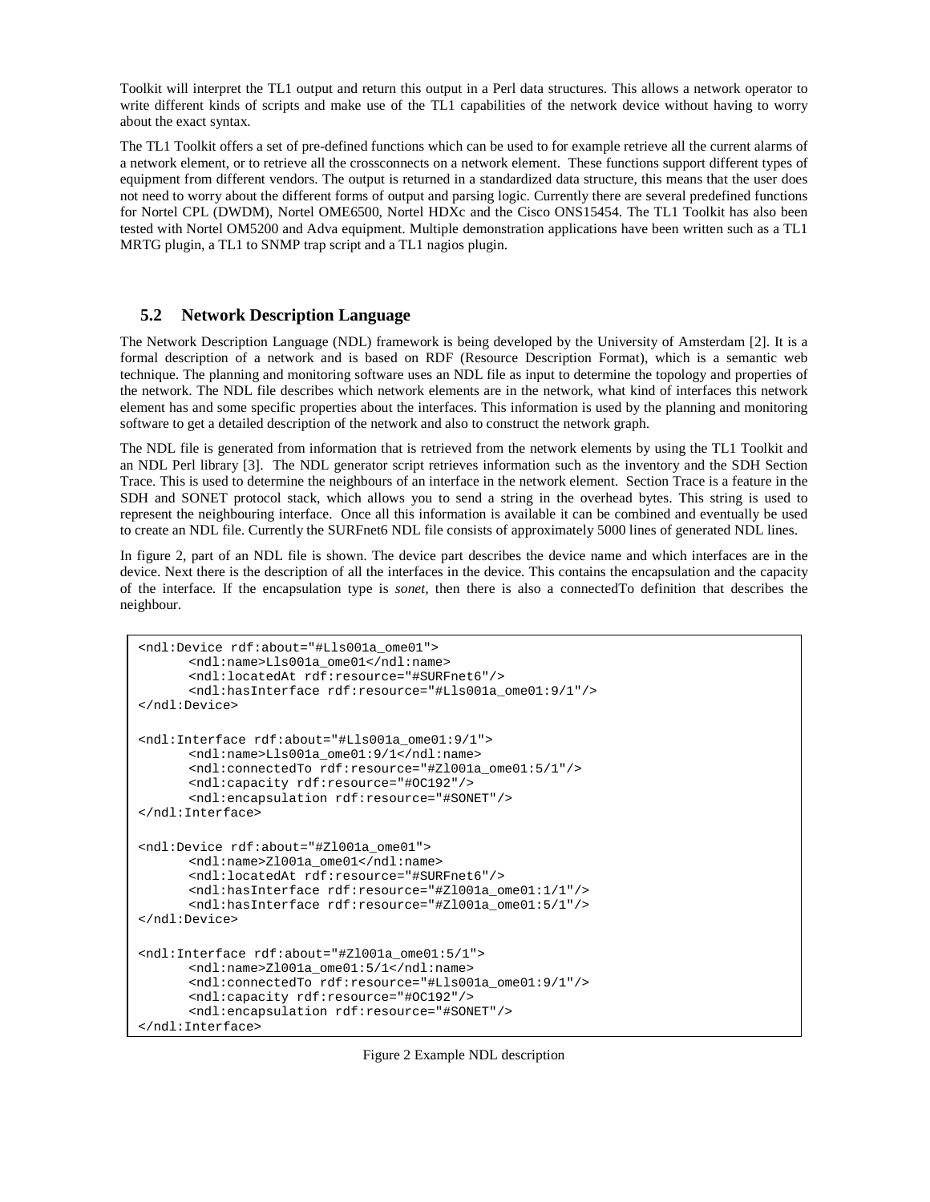Toolkit will interpret the TL1 output and return this output in a Perl data structures. This allows a network operator to write different kinds of scripts and make use of the TL1 capabilities of the network device without having to worry about the exact syntax.

The TL1 Toolkit offers a set of pre-defined functions which can be used to for example retrieve all the current alarms of a network element, or to retrieve all the crossconnects on a network element. These functions support different types of equipment from different vendors. The output is returned in a standardized data structure, this means that the user does not need to worry about the different forms of output and parsing logic. Currently there are several predefined functions for Nortel CPL (DWDM), Nortel OME6500, Nortel HDXc and the Cisco ONS15454. The TL1 Toolkit has also been tested with Nortel OM5200 and Adva equipment. Multiple demonstration applications have been written such as a TL1 MRTG plugin, a TL1 to SNMP trap script and a TL1 nagios plugin.

## 5.2 Network Description Language

The Network Description Language (NDL) framework is being developed by the University of Amsterdam [2]. It is a formal description of a network and is based on RDF (Resource Description Format), which is a semantic web technique. The planning and monitoring software uses an NDL file as input to determine the topology and properties of the network. The NDL file describes which network elements are in the network, what kind of interfaces this network element has and some specific properties about the interfaces. This information is used by the planning and monitoring software to get a detailed description of the network and also to construct the network graph.

The NDL file is generated from information that is retrieved from the network elements by using the TL1 Toolkit and an NDL Perl library [3]. The NDL generator script retrieves information such as the inventory and the SDH Section Trace. This is used to determine the neighbours of an interface in the network element. Section Trace is a feature in the SDH and SONET protocol stack, which allows you to send a string in the overhead bytes. This string is used to represent the neighbouring interface. Once all this information is available it can be combined and eventually be used to create an NDL file. Currently the SURFnet6 NDL file consists of approximately 5000 lines of generated NDL lines.

In figure 2, part of an NDL file is shown. The device part describes the device name and which interfaces are in the device. Next there is the description of all the interfaces in the device. This contains the encapsulation and the capacity of the interface. If the encapsulation type is *sonet*, then there is also a connectedTo definition that describes the neighbour.

```
<ndl:Device rdf:about="#Lls001a_ome01">
       <ndl:name>Lls001a_ome01</ndl:name>
       <ndl:locatedAt rdf:resource="#SURFnet6"/>
       <ndl:hasInterface rdf:resource="#Lls001a_ome01:9/1"/>
</ndl:Device>

<ndl:Interface rdf:about="#Lls001a_ome01:9/1">
       <ndl:name>Lls001a_ome01:9/1</ndl:name>
       <ndl:connectedTo rdf:resource="#Zl001a_ome01:5/1"/>
       <ndl:capacity rdf:resource="#OC192"/>
       <ndl:encapsulation rdf:resource="#SONET"/>
</ndl:Interface>

<ndl:Device rdf:about="#Zl001a_ome01">
       <ndl:name>Zl001a_ome01</ndl:name>
       <ndl:locatedAt rdf:resource="#SURFnet6"/>
       <ndl:hasInterface rdf:resource="#Zl001a_ome01:1/1"/>
       <ndl:hasInterface rdf:resource="#Zl001a_ome01:5/1"/>
</ndl:Device>

<ndl:Interface rdf:about="#Zl001a_ome01:5/1">
       <ndl:name>Zl001a_ome01:5/1</ndl:name>
       <ndl:connectedTo rdf:resource="#Lls001a_ome01:9/1"/>
       <ndl:capacity rdf:resource="#OC192"/>
       <ndl:encapsulation rdf:resource="#SONET"/>
</ndl:Interface>
```

Figure 2 Example NDL description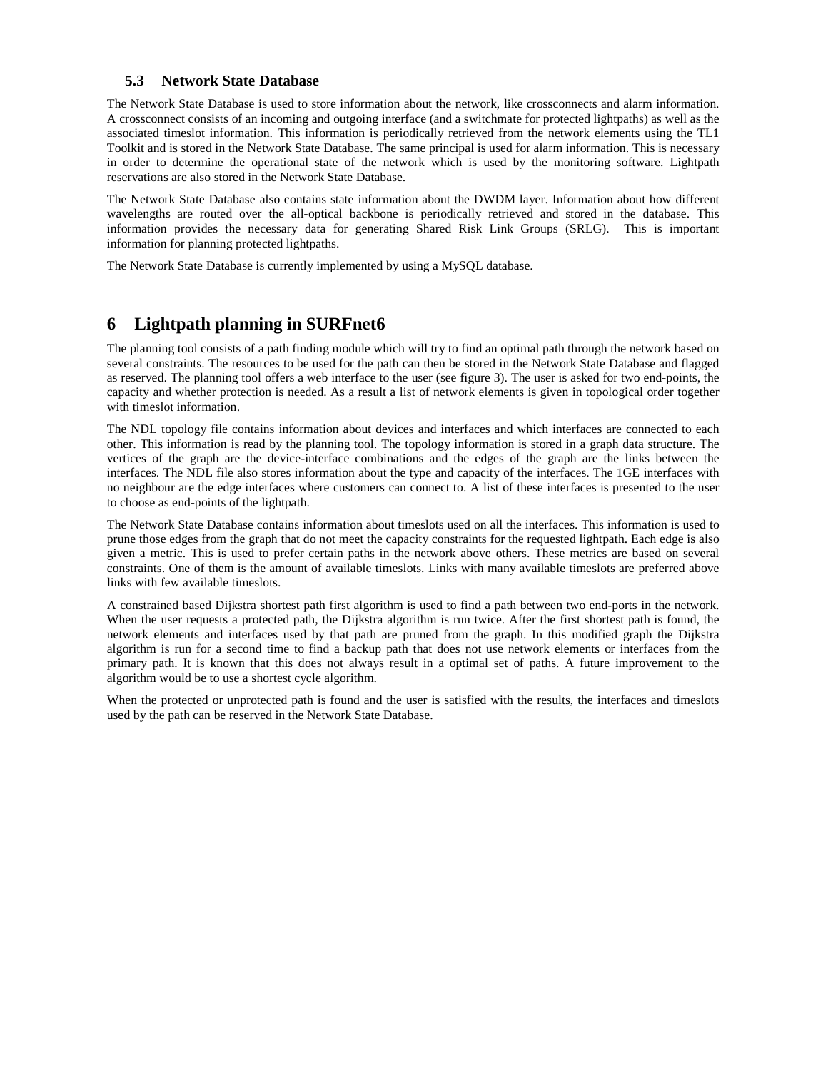### 5.3 Network State Database

The Network State Database is used to store information about the network, like crossconnects and alarm information. A crossconnect consists of an incoming and outgoing interface (and a switchmate for protected lightpaths) as well as the associated timeslot information. This information is periodically retrieved from the network elements using the TL1 Toolkit and is stored in the Network State Database. The same principal is used for alarm information. This is necessary in order to determine the operational state of the network which is used by the monitoring software. Lightpath reservations are also stored in the Network State Database.

The Network State Database also contains state information about the DWDM layer. Information about how different wavelengths are routed over the all-optical backbone is periodically retrieved and stored in the database. This information provides the necessary data for generating Shared Risk Link Groups (SRLG). This is important information for planning protected lightpaths.

The Network State Database is currently implemented by using a MySQL database.

# 6 Lightpath planning in SURFnet6

The planning tool consists of a path finding module which will try to find an optimal path through the network based on several constraints. The resources to be used for the path can then be stored in the Network State Database and flagged as reserved. The planning tool offers a web interface to the user (see figure 3). The user is asked for two end-points, the capacity and whether protection is needed. As a result a list of network elements is given in topological order together with timeslot information.

The NDL topology file contains information about devices and interfaces and which interfaces are connected to each other. This information is read by the planning tool. The topology information is stored in a graph data structure. The vertices of the graph are the device-interface combinations and the edges of the graph are the links between the interfaces. The NDL file also stores information about the type and capacity of the interfaces. The 1GE interfaces with no neighbour are the edge interfaces where customers can connect to. A list of these interfaces is presented to the user to choose as end-points of the lightpath.

The Network State Database contains information about timeslots used on all the interfaces. This information is used to prune those edges from the graph that do not meet the capacity constraints for the requested lightpath. Each edge is also given a metric. This is used to prefer certain paths in the network above others. These metrics are based on several constraints. One of them is the amount of available timeslots. Links with many available timeslots are preferred above links with few available timeslots.

A constrained based Dijkstra shortest path first algorithm is used to find a path between two end-ports in the network. When the user requests a protected path, the Dijkstra algorithm is run twice. After the first shortest path is found, the network elements and interfaces used by that path are pruned from the graph. In this modified graph the Dijkstra algorithm is run for a second time to find a backup path that does not use network elements or interfaces from the primary path. It is known that this does not always result in a optimal set of paths. A future improvement to the algorithm would be to use a shortest cycle algorithm.

When the protected or unprotected path is found and the user is satisfied with the results, the interfaces and timeslots used by the path can be reserved in the Network State Database.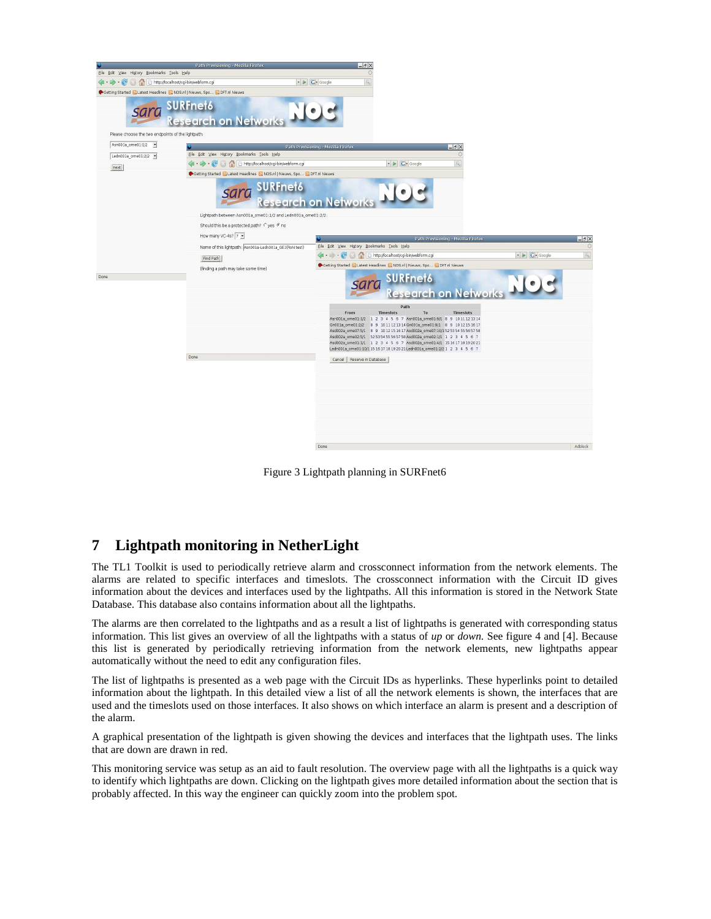Figure 3 Lightpath planning in SURFnet6

## 7 Lightpath monitoring in NetherLight

The TL1 Toolkit is used to periodically retrieve alarm and crossconnect information from the network elements. The alarms are related to specific interfaces and timeslots. The crossconnect information with the Circuit ID gives information about the devices and interfaces used by the lightpaths. All this information is stored in the Network State Database. This database also contains information about all the lightpaths.

The alarms are then correlated to the lightpaths and as a result a list of lightpaths is generated with corresponding status information. This list gives an overview of all the lightpaths with a status of *up* or *down.* See figure 4 and [4]. Because this list is generated by periodically retrieving information from the network elements, new lightpaths appear automatically without the need to edit any configuration files.

The list of lightpaths is presented as a web page with the Circuit IDs as hyperlinks. These hyperlinks point to detailed information about the lightpath. In this detailed view a list of all the network elements is shown, the interfaces that are used and the timeslots used on those interfaces. It also shows on which interface an alarm is present and a description of the alarm.

A graphical presentation of the lightpath is given showing the devices and interfaces that the lightpath uses. The links that are down are drawn in red.

This monitoring service was setup as an aid to fault resolution. The overview page with all the lightpaths is a quick way to identify which lightpaths are down. Clicking on the lightpath gives more detailed information about the section that is probably affected. In this way the engineer can quickly zoom into the problem spot.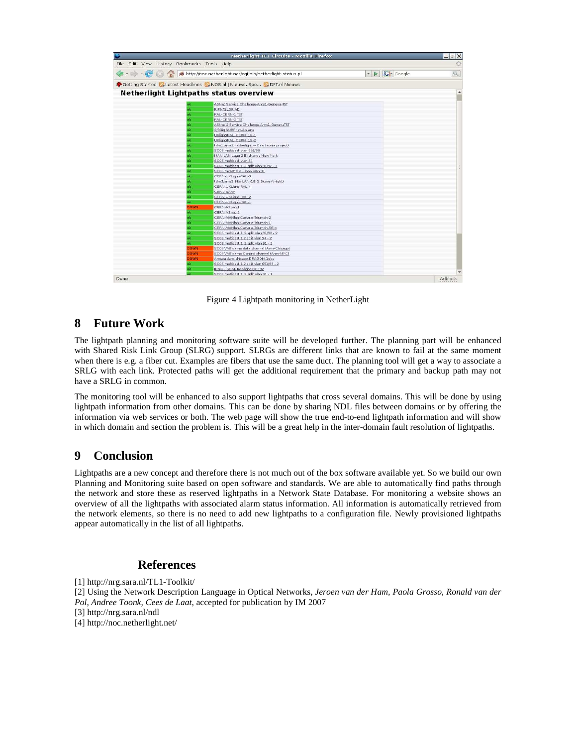Figure 4 Lightpath monitoring in NetherLight

## 8 Future Work

The lightpath planning and monitoring software suite will be developed further. The planning part will be enhanced with Shared Risk Link Group (SLRG) support. SLRGs are different links that are known to fail at the same moment when there is e.g. a fiber cut. Examples are fibers that use the same duct. The planning tool will get a way to associate a SRLG with each link. Protected paths will get the additional requirement that the primary and backup path may not have a SRLG in common.

The monitoring tool will be enhanced to also support lightpaths that cross several domains. This will be done by using lightpath information from other domains. This can be done by sharing NDL files between domains or by offering the information via web services or both. The web page will show the true end-to-end lightpath information and will show in which domain and section the problem is. This will be a great help in the inter-domain fault resolution of lightpaths.

## 9 Conclusion

Lightpaths are a new concept and therefore there is not much out of the box software available yet. So we build our own Planning and Monitoring suite based on open software and standards. We are able to automatically find paths through the network and store these as reserved lightpaths in a Network State Database. For monitoring a website shows an overview of all the lightpaths with associated alarm status information. All information is automatically retrieved from the network elements, so there is no need to add new lightpaths to a configuration file. Newly provisioned lightpaths appear automatically in the list of all lightpaths.

## References

[1] http://nrg.sara.nl/TL1-Toolkit/

[2] Using the Network Description Language in Optical Networks, *Jeroen van der Ham, Paola Grosso, Ronald van der Pol, Andree Toonk, Cees de Laat*, accepted for publication by IM 2007

[3] http://nrg.sara.nl/ndl

[4] http://noc.netherlight.net/